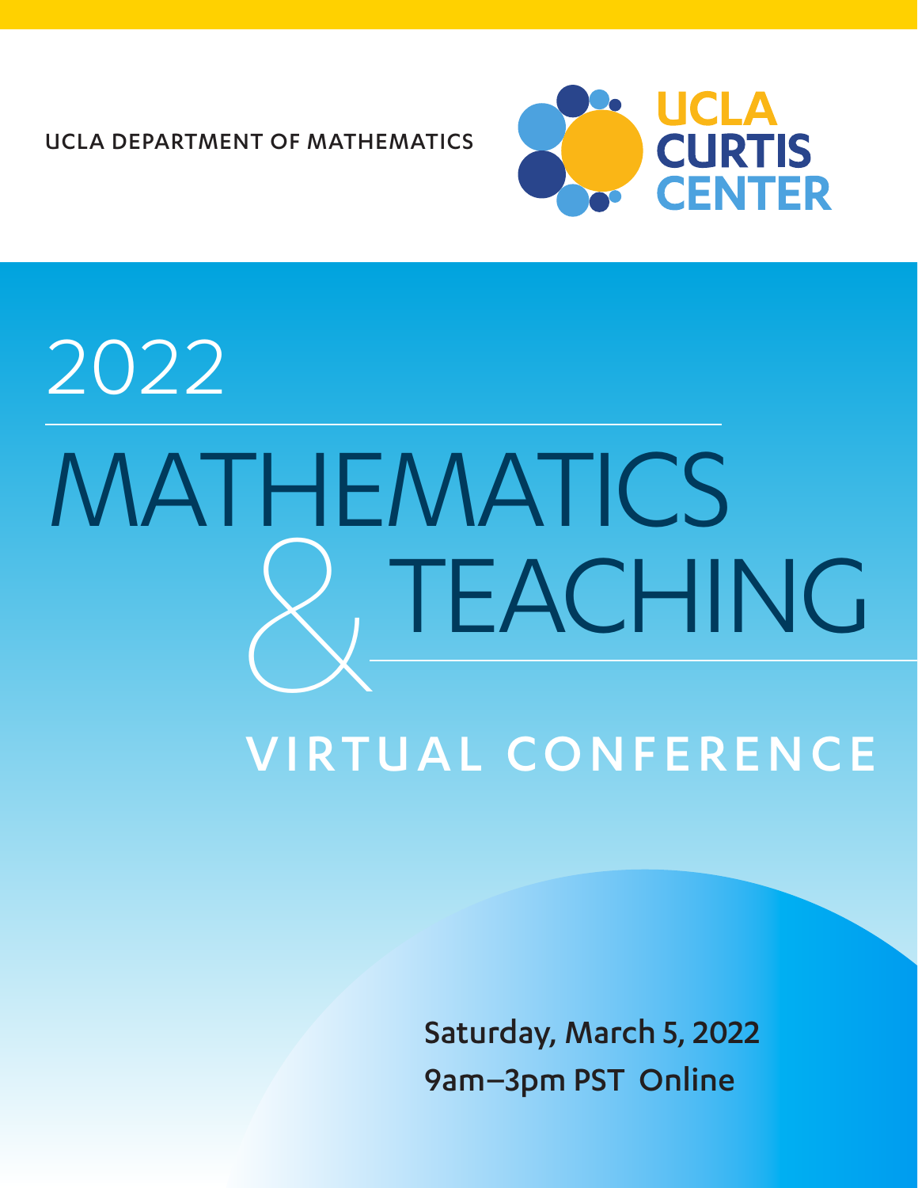UCLA DEPARTMENT OF MATHEMATICS

UCLA CURTIS CENTER

# 2022 MATHEMATICS & TEACHING

## VIRTUAL CONFERENCE

Saturday, March 5, 2022

9am–3pm PST Online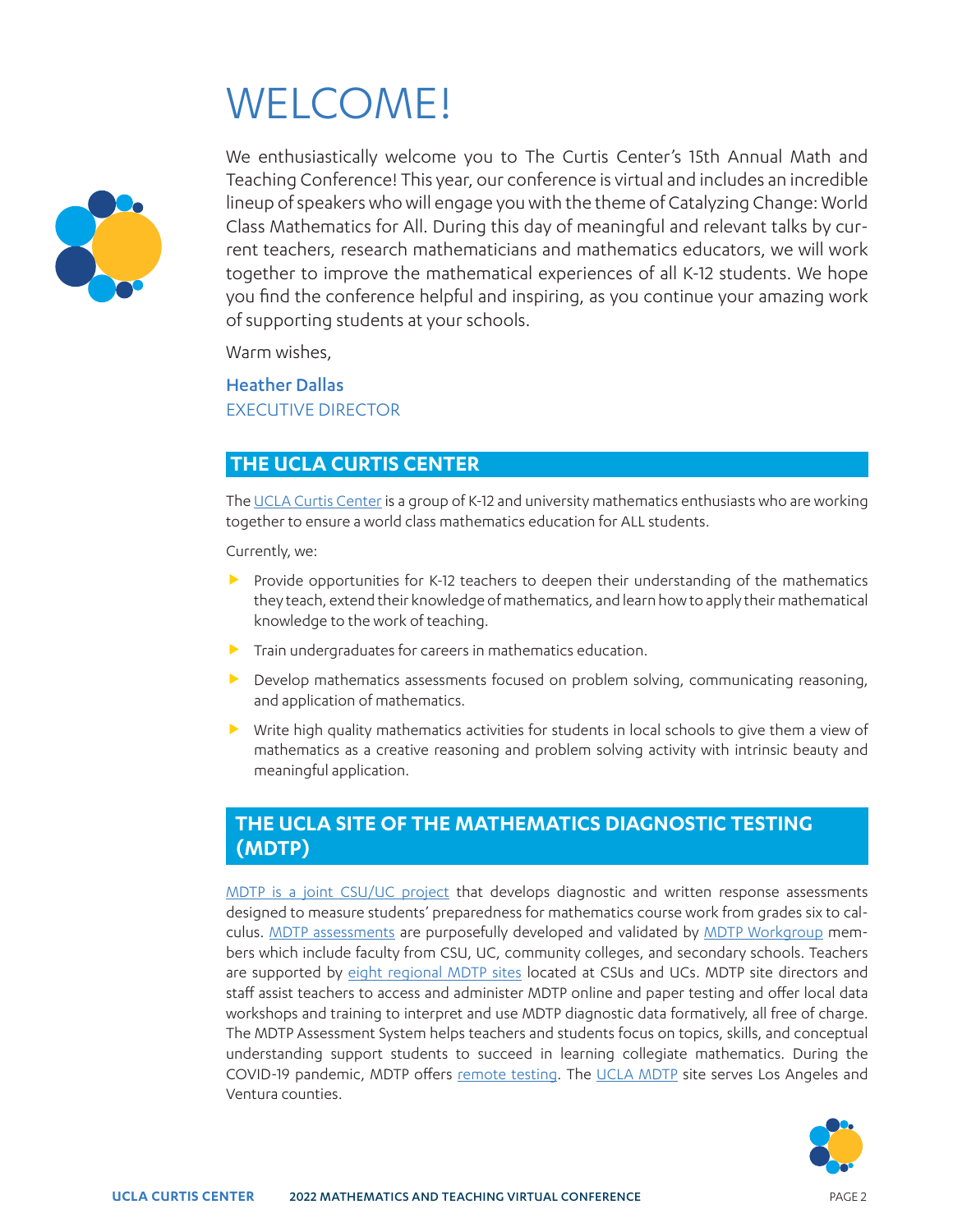# WELCOME!

We enthusiastically welcome you to The Curtis Center's 15th Annual Math and Teaching Conference! This year, our conference is virtual and includes an incredible lineup of speakers who will engage you with the theme of Catalyzing Change: World Class Mathematics for All. During this day of meaningful and relevant talks by current teachers, research mathematicians and mathematics educators, we will work together to improve the mathematical experiences of all K-12 students. We hope you find the conference helpful and inspiring, as you continue your amazing work of supporting students at your schools.

Warm wishes,

**Heather Dallas**
EXECUTIVE DIRECTOR

## THE UCLA CURTIS CENTER

The UCLA Curtis Center is a group of K-12 and university mathematics enthusiasts who are working together to ensure a world class mathematics education for ALL students.

Currently, we:

- Provide opportunities for K-12 teachers to deepen their understanding of the mathematics they teach, extend their knowledge of mathematics, and learn how to apply their mathematical knowledge to the work of teaching.
- Train undergraduates for careers in mathematics education.
- Develop mathematics assessments focused on problem solving, communicating reasoning, and application of mathematics.
- Write high quality mathematics activities for students in local schools to give them a view of mathematics as a creative reasoning and problem solving activity with intrinsic beauty and meaningful application.

## THE UCLA SITE OF THE MATHEMATICS DIAGNOSTIC TESTING (MDTP)

MDTP is a joint CSU/UC project that develops diagnostic and written response assessments designed to measure students' preparedness for mathematics course work from grades six to calculus. MDTP assessments are purposefully developed and validated by MDTP Workgroup members which include faculty from CSU, UC, community colleges, and secondary schools. Teachers are supported by eight regional MDTP sites located at CSUs and UCs. MDTP site directors and staff assist teachers to access and administer MDTP online and paper testing and offer local data workshops and training to interpret and use MDTP diagnostic data formatively, all free of charge. The MDTP Assessment System helps teachers and students focus on topics, skills, and conceptual understanding support students to succeed in learning collegiate mathematics. During the COVID-19 pandemic, MDTP offers remote testing. The UCLA MDTP site serves Los Angeles and Ventura counties.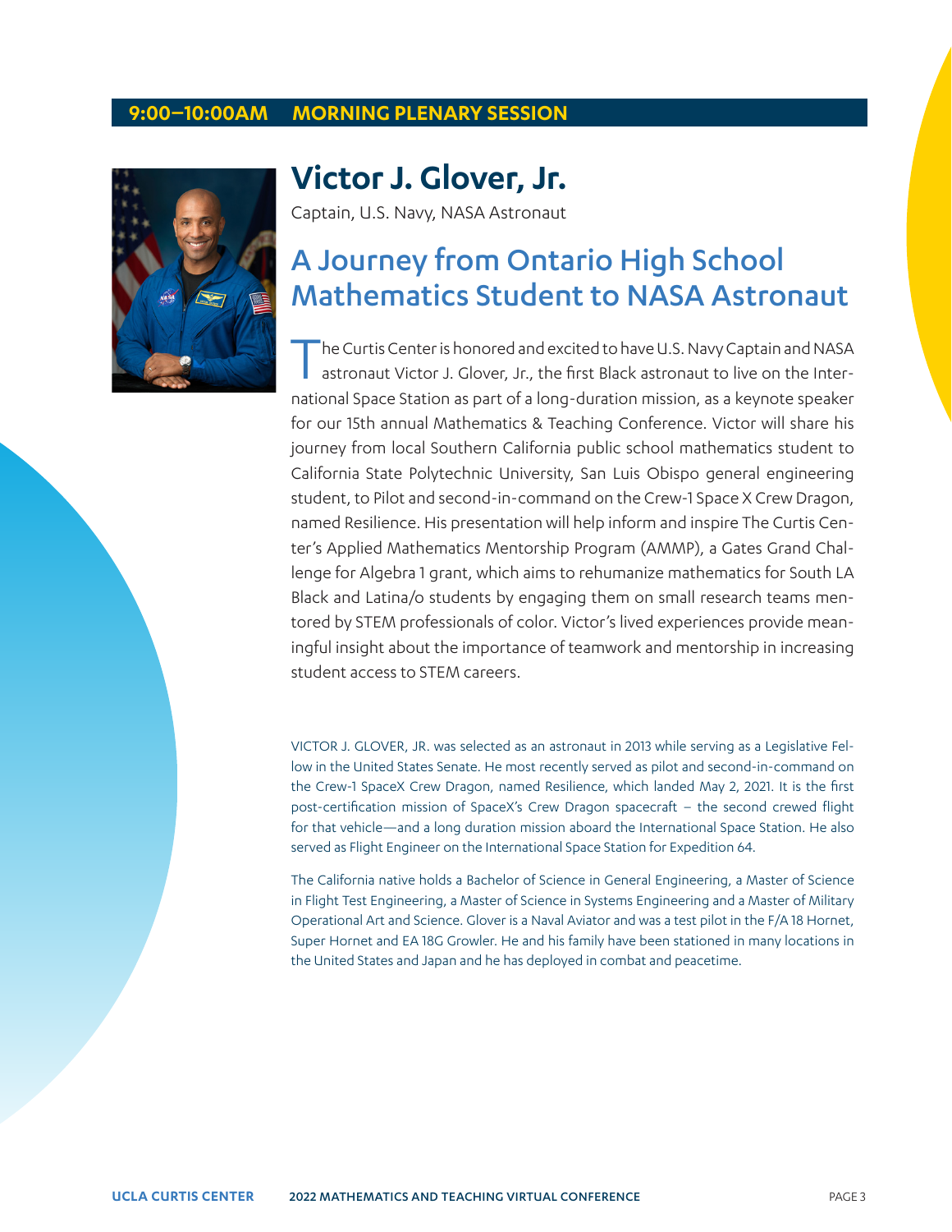## 9:00–10:00AM MORNING PLENARY SESSION

# Victor J. Glover, Jr.

Captain, U.S. Navy, NASA Astronaut

## A Journey from Ontario High School Mathematics Student to NASA Astronaut

The Curtis Center is honored and excited to have U.S. Navy Captain and NASA astronaut Victor J. Glover, Jr., the first Black astronaut to live on the International Space Station as part of a long-duration mission, as a keynote speaker for our 15th annual Mathematics & Teaching Conference. Victor will share his journey from local Southern California public school mathematics student to California State Polytechnic University, San Luis Obispo general engineering student, to Pilot and second-in-command on the Crew-1 Space X Crew Dragon, named Resilience. His presentation will help inform and inspire The Curtis Center's Applied Mathematics Mentorship Program (AMMP), a Gates Grand Challenge for Algebra 1 grant, which aims to rehumanize mathematics for South LA Black and Latina/o students by engaging them on small research teams mentored by STEM professionals of color. Victor's lived experiences provide meaningful insight about the importance of teamwork and mentorship in increasing student access to STEM careers.

VICTOR J. GLOVER, JR. was selected as an astronaut in 2013 while serving as a Legislative Fellow in the United States Senate. He most recently served as pilot and second-in-command on the Crew-1 SpaceX Crew Dragon, named Resilience, which landed May 2, 2021. It is the first post-certification mission of SpaceX's Crew Dragon spacecraft – the second crewed flight for that vehicle—and a long duration mission aboard the International Space Station. He also served as Flight Engineer on the International Space Station for Expedition 64.

The California native holds a Bachelor of Science in General Engineering, a Master of Science in Flight Test Engineering, a Master of Science in Systems Engineering and a Master of Military Operational Art and Science. Glover is a Naval Aviator and was a test pilot in the F/A 18 Hornet, Super Hornet and EA 18G Growler. He and his family have been stationed in many locations in the United States and Japan and he has deployed in combat and peacetime.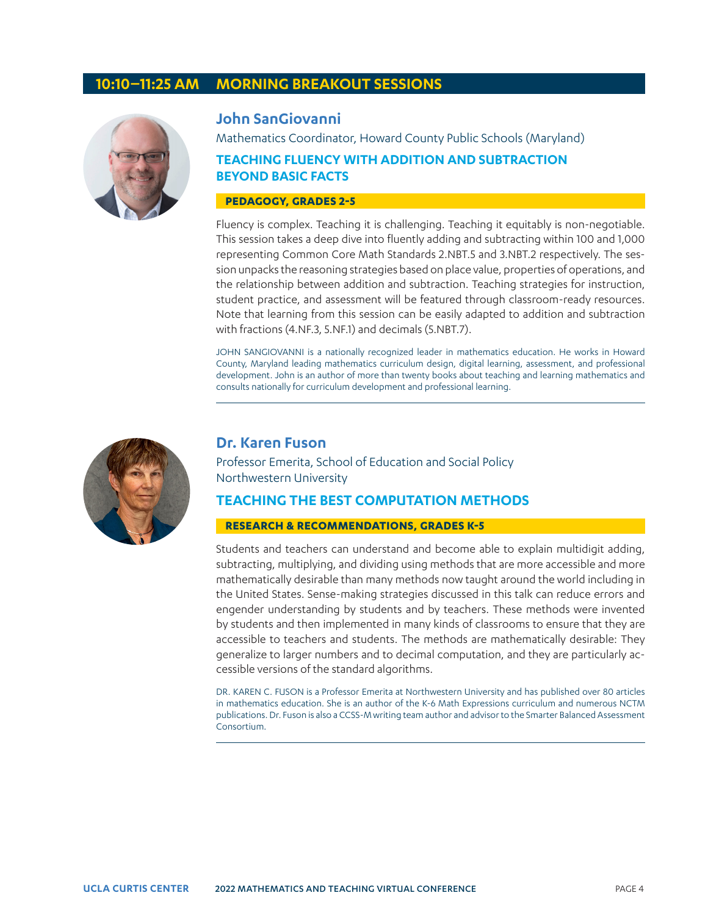## 10:10–11:25 AM MORNING BREAKOUT SESSIONS

### John SanGiovanni

Mathematics Coordinator, Howard County Public Schools (Maryland)

#### TEACHING FLUENCY WITH ADDITION AND SUBTRACTION BEYOND BASIC FACTS

**PEDAGOGY, GRADES 2-5**

Fluency is complex. Teaching it is challenging. Teaching it equitably is non-negotiable. This session takes a deep dive into fluently adding and subtracting within 100 and 1,000 representing Common Core Math Standards 2.NBT.5 and 3.NBT.2 respectively. The session unpacks the reasoning strategies based on place value, properties of operations, and the relationship between addition and subtraction. Teaching strategies for instruction, student practice, and assessment will be featured through classroom-ready resources. Note that learning from this session can be easily adapted to addition and subtraction with fractions (4.NF.3, 5.NF.1) and decimals (5.NBT.7).

JOHN SANGIOVANNI is a nationally recognized leader in mathematics education. He works in Howard County, Maryland leading mathematics curriculum design, digital learning, assessment, and professional development. John is an author of more than twenty books about teaching and learning mathematics and consults nationally for curriculum development and professional learning.

---

### Dr. Karen Fuson

Professor Emerita, School of Education and Social Policy
Northwestern University

#### TEACHING THE BEST COMPUTATION METHODS

**RESEARCH & RECOMMENDATIONS, GRADES K-5**

Students and teachers can understand and become able to explain multidigit adding, subtracting, multiplying, and dividing using methods that are more accessible and more mathematically desirable than many methods now taught around the world including in the United States. Sense-making strategies discussed in this talk can reduce errors and engender understanding by students and by teachers. These methods were invented by students and then implemented in many kinds of classrooms to ensure that they are accessible to teachers and students. The methods are mathematically desirable: They generalize to larger numbers and to decimal computation, and they are particularly accessible versions of the standard algorithms.

DR. KAREN C. FUSON is a Professor Emerita at Northwestern University and has published over 80 articles in mathematics education. She is an author of the K-6 Math Expressions curriculum and numerous NCTM publications. Dr. Fuson is also a CCSS-M writing team author and advisor to the Smarter Balanced Assessment Consortium.

---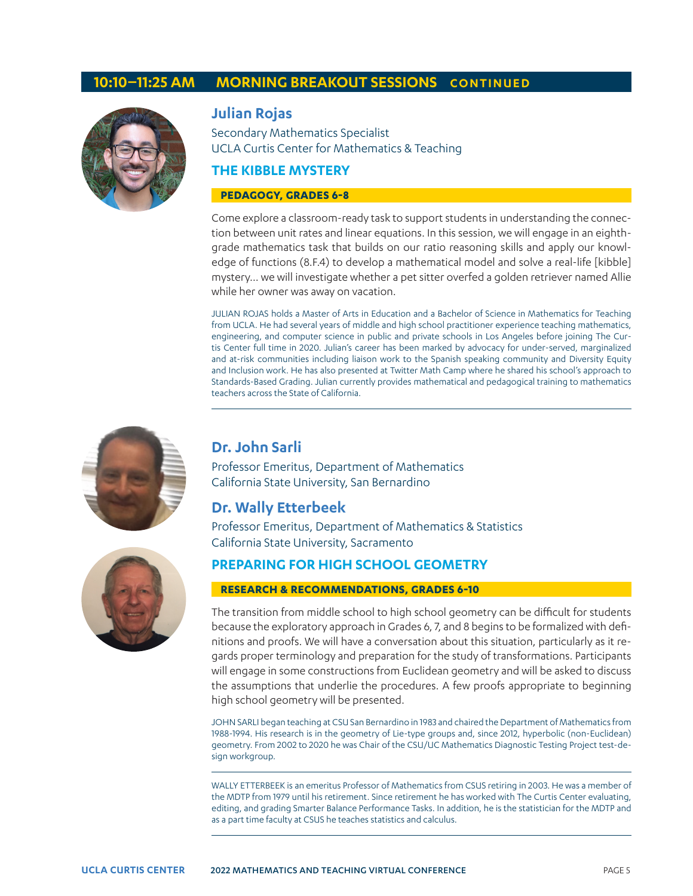## 10:10–11:25 AM MORNING BREAKOUT SESSIONS CONTINUED

### Julian Rojas

Secondary Mathematics Specialist
UCLA Curtis Center for Mathematics & Teaching

### THE KIBBLE MYSTERY

**PEDAGOGY, GRADES 6-8**

Come explore a classroom-ready task to support students in understanding the connection between unit rates and linear equations. In this session, we will engage in an eighth-grade mathematics task that builds on our ratio reasoning skills and apply our knowledge of functions (8.F.4) to develop a mathematical model and solve a real-life [kibble] mystery… we will investigate whether a pet sitter overfed a golden retriever named Allie while her owner was away on vacation.

JULIAN ROJAS holds a Master of Arts in Education and a Bachelor of Science in Mathematics for Teaching from UCLA. He had several years of middle and high school practitioner experience teaching mathematics, engineering, and computer science in public and private schools in Los Angeles before joining The Curtis Center full time in 2020. Julian's career has been marked by advocacy for under-served, marginalized and at-risk communities including liaison work to the Spanish speaking community and Diversity Equity and Inclusion work. He has also presented at Twitter Math Camp where he shared his school's approach to Standards-Based Grading. Julian currently provides mathematical and pedagogical training to mathematics teachers across the State of California.

---

### Dr. John Sarli

Professor Emeritus, Department of Mathematics
California State University, San Bernardino

### Dr. Wally Etterbeek

Professor Emeritus, Department of Mathematics & Statistics
California State University, Sacramento

### PREPARING FOR HIGH SCHOOL GEOMETRY

**RESEARCH & RECOMMENDATIONS, GRADES 6-10**

The transition from middle school to high school geometry can be difficult for students because the exploratory approach in Grades 6, 7, and 8 begins to be formalized with definitions and proofs. We will have a conversation about this situation, particularly as it regards proper terminology and preparation for the study of transformations. Participants will engage in some constructions from Euclidean geometry and will be asked to discuss the assumptions that underlie the procedures. A few proofs appropriate to beginning high school geometry will be presented.

JOHN SARLI began teaching at CSU San Bernardino in 1983 and chaired the Department of Mathematics from 1988-1994. His research is in the geometry of Lie-type groups and, since 2012, hyperbolic (non-Euclidean) geometry. From 2002 to 2020 he was Chair of the CSU/UC Mathematics Diagnostic Testing Project test-design workgroup.

---

WALLY ETTERBEEK is an emeritus Professor of Mathematics from CSUS retiring in 2003. He was a member of the MDTP from 1979 until his retirement. Since retirement he has worked with The Curtis Center evaluating, editing, and grading Smarter Balance Performance Tasks. In addition, he is the statistician for the MDTP and as a part time faculty at CSUS he teaches statistics and calculus.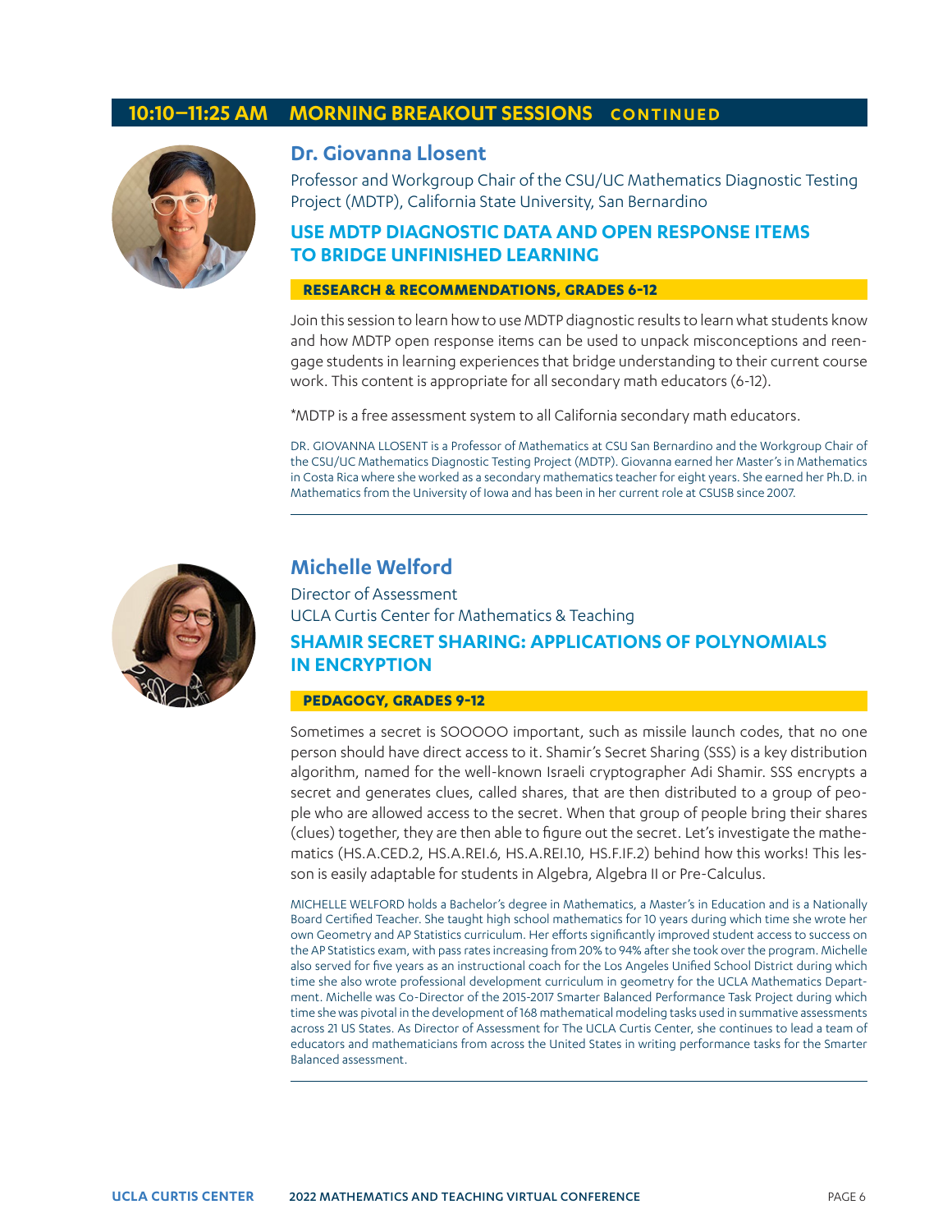## 10:10–11:25 AM MORNING BREAKOUT SESSIONS CONTINUED

### Dr. Giovanna Llosent

Professor and Workgroup Chair of the CSU/UC Mathematics Diagnostic Testing Project (MDTP), California State University, San Bernardino

#### USE MDTP DIAGNOSTIC DATA AND OPEN RESPONSE ITEMS TO BRIDGE UNFINISHED LEARNING

**RESEARCH & RECOMMENDATIONS, GRADES 6-12**

Join this session to learn how to use MDTP diagnostic results to learn what students know and how MDTP open response items can be used to unpack misconceptions and reengage students in learning experiences that bridge understanding to their current course work. This content is appropriate for all secondary math educators (6-12).

*MDTP is a free assessment system to all California secondary math educators.

DR. GIOVANNA LLOSENT is a Professor of Mathematics at CSU San Bernardino and the Workgroup Chair of the CSU/UC Mathematics Diagnostic Testing Project (MDTP). Giovanna earned her Master's in Mathematics in Costa Rica where she worked as a secondary mathematics teacher for eight years. She earned her Ph.D. in Mathematics from the University of Iowa and has been in her current role at CSUSB since 2007.

---

### Michelle Welford

Director of Assessment
UCLA Curtis Center for Mathematics & Teaching

#### SHAMIR SECRET SHARING: APPLICATIONS OF POLYNOMIALS IN ENCRYPTION

**PEDAGOGY, GRADES 9-12**

Sometimes a secret is SOOOOO important, such as missile launch codes, that no one person should have direct access to it. Shamir's Secret Sharing (SSS) is a key distribution algorithm, named for the well-known Israeli cryptographer Adi Shamir. SSS encrypts a secret and generates clues, called shares, that are then distributed to a group of people who are allowed access to the secret. When that group of people bring their shares (clues) together, they are then able to figure out the secret. Let's investigate the mathematics (HS.A.CED.2, HS.A.REI.6, HS.A.REI.10, HS.F.IF.2) behind how this works! This lesson is easily adaptable for students in Algebra, Algebra II or Pre-Calculus.

MICHELLE WELFORD holds a Bachelor's degree in Mathematics, a Master's in Education and is a Nationally Board Certified Teacher. She taught high school mathematics for 10 years during which time she wrote her own Geometry and AP Statistics curriculum. Her efforts significantly improved student access to success on the AP Statistics exam, with pass rates increasing from 20% to 94% after she took over the program. Michelle also served for five years as an instructional coach for the Los Angeles Unified School District during which time she also wrote professional development curriculum in geometry for the UCLA Mathematics Department. Michelle was Co-Director of the 2015-2017 Smarter Balanced Performance Task Project during which time she was pivotal in the development of 168 mathematical modeling tasks used in summative assessments across 21 US States. As Director of Assessment for The UCLA Curtis Center, she continues to lead a team of educators and mathematicians from across the United States in writing performance tasks for the Smarter Balanced assessment.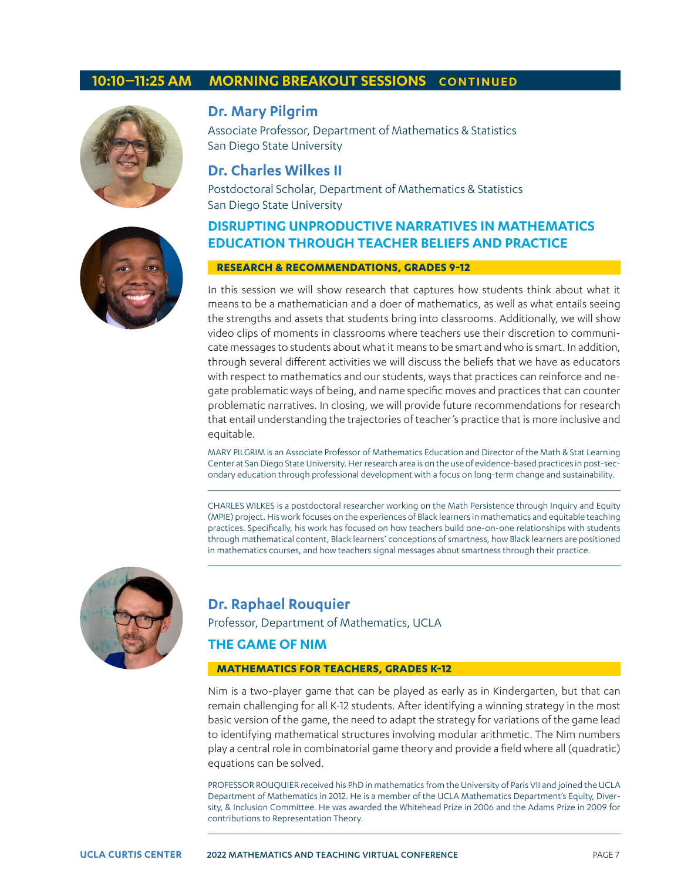## 10:10–11:25 AM MORNING BREAKOUT SESSIONS CONTINUED

### Dr. Mary Pilgrim

Associate Professor, Department of Mathematics & Statistics
San Diego State University

### Dr. Charles Wilkes II

Postdoctoral Scholar, Department of Mathematics & Statistics
San Diego State University

### DISRUPTING UNPRODUCTIVE NARRATIVES IN MATHEMATICS EDUCATION THROUGH TEACHER BELIEFS AND PRACTICE

**RESEARCH & RECOMMENDATIONS, GRADES 9-12**

In this session we will show research that captures how students think about what it means to be a mathematician and a doer of mathematics, as well as what entails seeing the strengths and assets that students bring into classrooms. Additionally, we will show video clips of moments in classrooms where teachers use their discretion to communicate messages to students about what it means to be smart and who is smart. In addition, through several different activities we will discuss the beliefs that we have as educators with respect to mathematics and our students, ways that practices can reinforce and negate problematic ways of being, and name specific moves and practices that can counter problematic narratives. In closing, we will provide future recommendations for research that entail understanding the trajectories of teacher's practice that is more inclusive and equitable.

MARY PILGRIM is an Associate Professor of Mathematics Education and Director of the Math & Stat Learning Center at San Diego State University. Her research area is on the use of evidence-based practices in post-secondary education through professional development with a focus on long-term change and sustainability.

---

CHARLES WILKES is a postdoctoral researcher working on the Math Persistence through Inquiry and Equity (MPIE) project. His work focuses on the experiences of Black learners in mathematics and equitable teaching practices. Specifically, his work has focused on how teachers build one-on-one relationships with students through mathematical content, Black learners' conceptions of smartness, how Black learners are positioned in mathematics courses, and how teachers signal messages about smartness through their practice.

---

### Dr. Raphael Rouquier

Professor, Department of Mathematics, UCLA

### THE GAME OF NIM

**MATHEMATICS FOR TEACHERS, GRADES K-12**

Nim is a two-player game that can be played as early as in Kindergarten, but that can remain challenging for all K-12 students. After identifying a winning strategy in the most basic version of the game, the need to adapt the strategy for variations of the game lead to identifying mathematical structures involving modular arithmetic. The Nim numbers play a central role in combinatorial game theory and provide a field where all (quadratic) equations can be solved.

PROFESSOR ROUQUIER received his PhD in mathematics from the University of Paris VII and joined the UCLA Department of Mathematics in 2012. He is a member of the UCLA Mathematics Department's Equity, Diversity, & Inclusion Committee. He was awarded the Whitehead Prize in 2006 and the Adams Prize in 2009 for contributions to Representation Theory.

---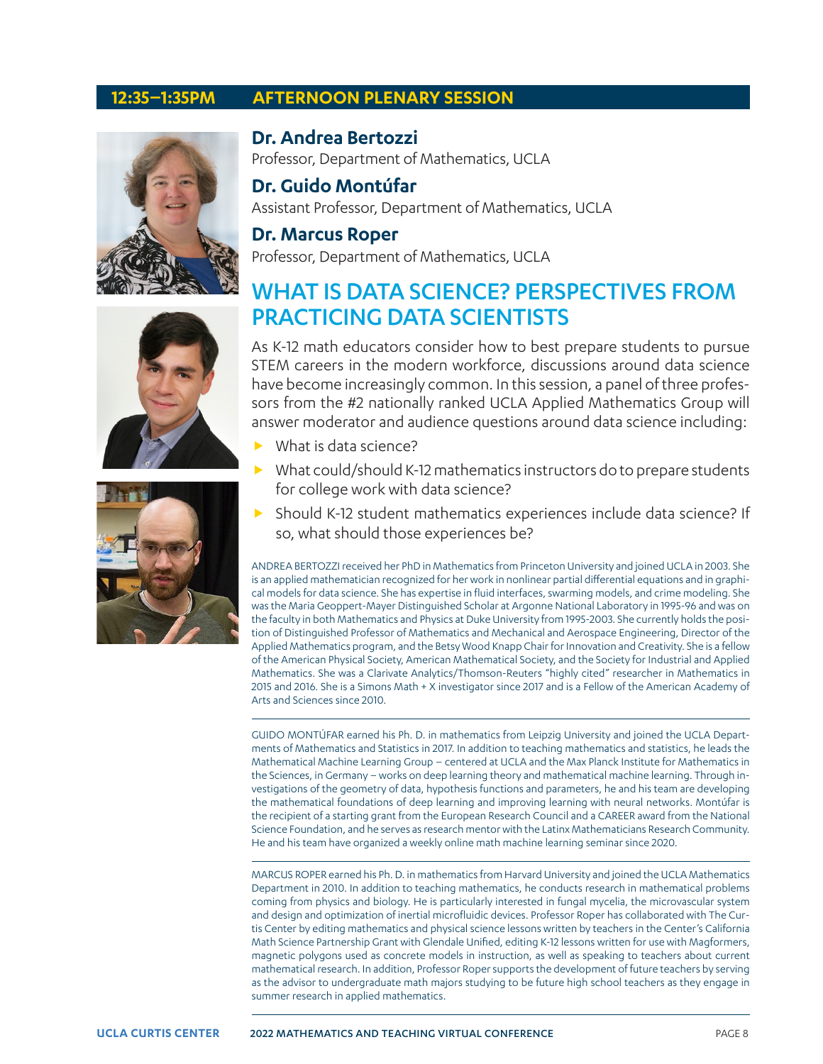## 12:35–1:35PM AFTERNOON PLENARY SESSION

**Dr. Andrea Bertozzi**
Professor, Department of Mathematics, UCLA

**Dr. Guido Montúfar**
Assistant Professor, Department of Mathematics, UCLA

**Dr. Marcus Roper**
Professor, Department of Mathematics, UCLA

# WHAT IS DATA SCIENCE? PERSPECTIVES FROM PRACTICING DATA SCIENTISTS

As K-12 math educators consider how to best prepare students to pursue STEM careers in the modern workforce, discussions around data science have become increasingly common. In this session, a panel of three professors from the #2 nationally ranked UCLA Applied Mathematics Group will answer moderator and audience questions around data science including:

- What is data science?
- What could/should K-12 mathematics instructors do to prepare students for college work with data science?
- Should K-12 student mathematics experiences include data science? If so, what should those experiences be?

ANDREA BERTOZZI received her PhD in Mathematics from Princeton University and joined UCLA in 2003. She is an applied mathematician recognized for her work in nonlinear partial differential equations and in graphical models for data science. She has expertise in fluid interfaces, swarming models, and crime modeling. She was the Maria Geoppert-Mayer Distinguished Scholar at Argonne National Laboratory in 1995-96 and was on the faculty in both Mathematics and Physics at Duke University from 1995-2003. She currently holds the position of Distinguished Professor of Mathematics and Mechanical and Aerospace Engineering, Director of the Applied Mathematics program, and the Betsy Wood Knapp Chair for Innovation and Creativity. She is a fellow of the American Physical Society, American Mathematical Society, and the Society for Industrial and Applied Mathematics. She was a Clarivate Analytics/Thomson-Reuters "highly cited" researcher in Mathematics in 2015 and 2016. She is a Simons Math + X investigator since 2017 and is a Fellow of the American Academy of Arts and Sciences since 2010.

GUIDO MONTÚFAR earned his Ph. D. in mathematics from Leipzig University and joined the UCLA Departments of Mathematics and Statistics in 2017. In addition to teaching mathematics and statistics, he leads the Mathematical Machine Learning Group – centered at UCLA and the Max Planck Institute for Mathematics in the Sciences, in Germany – works on deep learning theory and mathematical machine learning. Through investigations of the geometry of data, hypothesis functions and parameters, he and his team are developing the mathematical foundations of deep learning and improving learning with neural networks. Montúfar is the recipient of a starting grant from the European Research Council and a CAREER award from the National Science Foundation, and he serves as research mentor with the Latinx Mathematicians Research Community. He and his team have organized a weekly online math machine learning seminar since 2020.

MARCUS ROPER earned his Ph. D. in mathematics from Harvard University and joined the UCLA Mathematics Department in 2010. In addition to teaching mathematics, he conducts research in mathematical problems coming from physics and biology. He is particularly interested in fungal mycelia, the microvascular system and design and optimization of inertial microfluidic devices. Professor Roper has collaborated with The Curtis Center by editing mathematics and physical science lessons written by teachers in the Center's California Math Science Partnership Grant with Glendale Unified, editing K-12 lessons written for use with Magformers, magnetic polygons used as concrete models in instruction, as well as speaking to teachers about current mathematical research. In addition, Professor Roper supports the development of future teachers by serving as the advisor to undergraduate math majors studying to be future high school teachers as they engage in summer research in applied mathematics.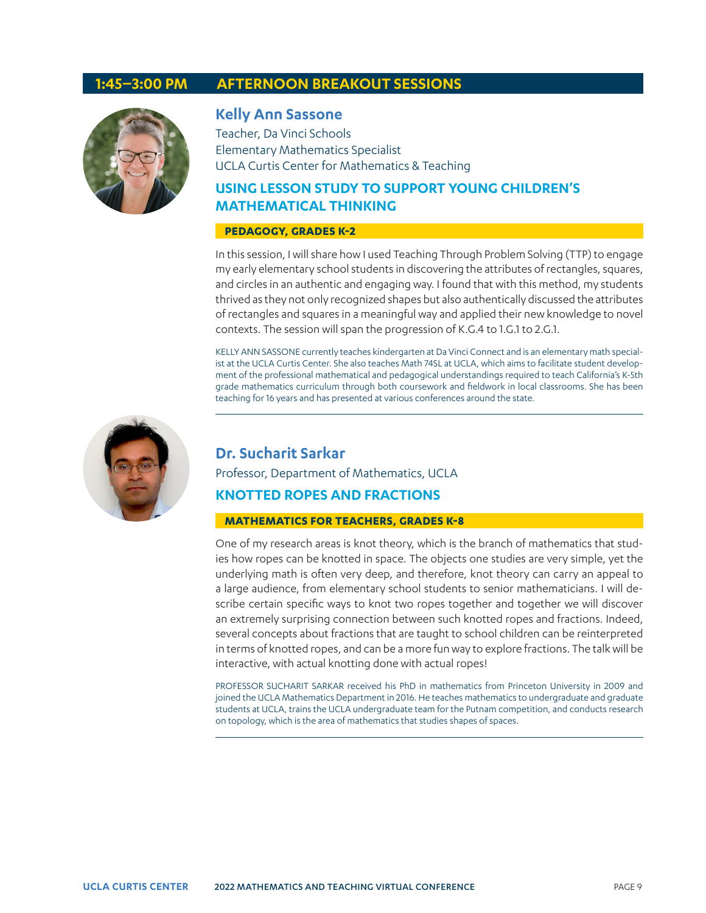## 1:45–3:00 PM AFTERNOON BREAKOUT SESSIONS

### Kelly Ann Sassone

Teacher, Da Vinci Schools
Elementary Mathematics Specialist
UCLA Curtis Center for Mathematics & Teaching

### USING LESSON STUDY TO SUPPORT YOUNG CHILDREN'S MATHEMATICAL THINKING

**PEDAGOGY, GRADES K-2**

In this session, I will share how I used Teaching Through Problem Solving (TTP) to engage my early elementary school students in discovering the attributes of rectangles, squares, and circles in an authentic and engaging way. I found that with this method, my students thrived as they not only recognized shapes but also authentically discussed the attributes of rectangles and squares in a meaningful way and applied their new knowledge to novel contexts. The session will span the progression of K.G.4 to 1.G.1 to 2.G.1.

KELLY ANN SASSONE currently teaches kindergarten at Da Vinci Connect and is an elementary math specialist at the UCLA Curtis Center. She also teaches Math 74SL at UCLA, which aims to facilitate student development of the professional mathematical and pedagogical understandings required to teach California's K-5th grade mathematics curriculum through both coursework and fieldwork in local classrooms. She has been teaching for 16 years and has presented at various conferences around the state.

---

### Dr. Sucharit Sarkar

Professor, Department of Mathematics, UCLA

### KNOTTED ROPES AND FRACTIONS

**MATHEMATICS FOR TEACHERS, GRADES K-8**

One of my research areas is knot theory, which is the branch of mathematics that studies how ropes can be knotted in space. The objects one studies are very simple, yet the underlying math is often very deep, and therefore, knot theory can carry an appeal to a large audience, from elementary school students to senior mathematicians. I will describe certain specific ways to knot two ropes together and together we will discover an extremely surprising connection between such knotted ropes and fractions. Indeed, several concepts about fractions that are taught to school children can be reinterpreted in terms of knotted ropes, and can be a more fun way to explore fractions. The talk will be interactive, with actual knotting done with actual ropes!

PROFESSOR SUCHARIT SARKAR received his PhD in mathematics from Princeton University in 2009 and joined the UCLA Mathematics Department in 2016. He teaches mathematics to undergraduate and graduate students at UCLA, trains the UCLA undergraduate team for the Putnam competition, and conducts research on topology, which is the area of mathematics that studies shapes of spaces.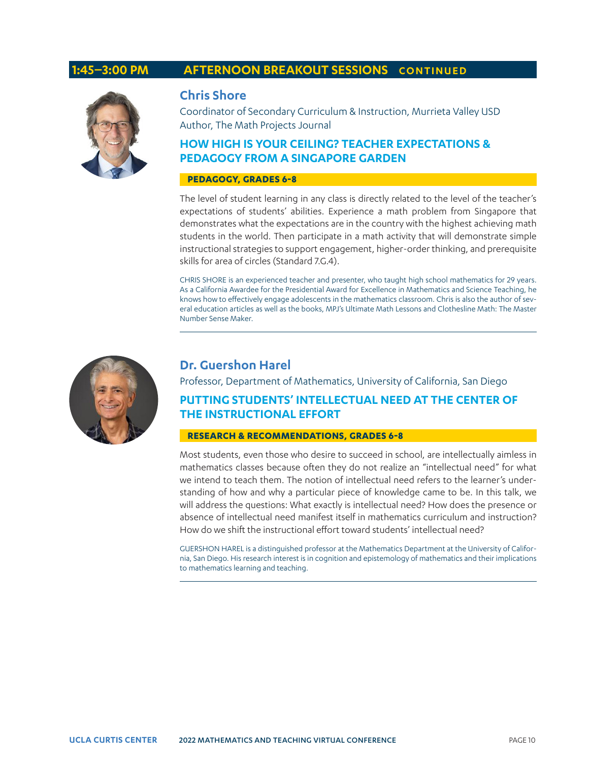## 1:45–3:00 PM AFTERNOON BREAKOUT SESSIONS CONTINUED

### Chris Shore

Coordinator of Secondary Curriculum & Instruction, Murrieta Valley USD
Author, The Math Projects Journal

#### HOW HIGH IS YOUR CEILING? TEACHER EXPECTATIONS & PEDAGOGY FROM A SINGAPORE GARDEN

**PEDAGOGY, GRADES 6-8**

The level of student learning in any class is directly related to the level of the teacher's expectations of students' abilities. Experience a math problem from Singapore that demonstrates what the expectations are in the country with the highest achieving math students in the world. Then participate in a math activity that will demonstrate simple instructional strategies to support engagement, higher-order thinking, and prerequisite skills for area of circles (Standard 7.G.4).

CHRIS SHORE is an experienced teacher and presenter, who taught high school mathematics for 29 years. As a California Awardee for the Presidential Award for Excellence in Mathematics and Science Teaching, he knows how to effectively engage adolescents in the mathematics classroom. Chris is also the author of several education articles as well as the books, MPJ's Ultimate Math Lessons and Clothesline Math: The Master Number Sense Maker.

---

### Dr. Guershon Harel

Professor, Department of Mathematics, University of California, San Diego

#### PUTTING STUDENTS' INTELLECTUAL NEED AT THE CENTER OF THE INSTRUCTIONAL EFFORT

**RESEARCH & RECOMMENDATIONS, GRADES 6-8**

Most students, even those who desire to succeed in school, are intellectually aimless in mathematics classes because often they do not realize an "intellectual need" for what we intend to teach them. The notion of intellectual need refers to the learner's understanding of how and why a particular piece of knowledge came to be. In this talk, we will address the questions: What exactly is intellectual need? How does the presence or absence of intellectual need manifest itself in mathematics curriculum and instruction? How do we shift the instructional effort toward students' intellectual need?

GUERSHON HAREL is a distinguished professor at the Mathematics Department at the University of California, San Diego. His research interest is in cognition and epistemology of mathematics and their implications to mathematics learning and teaching.

---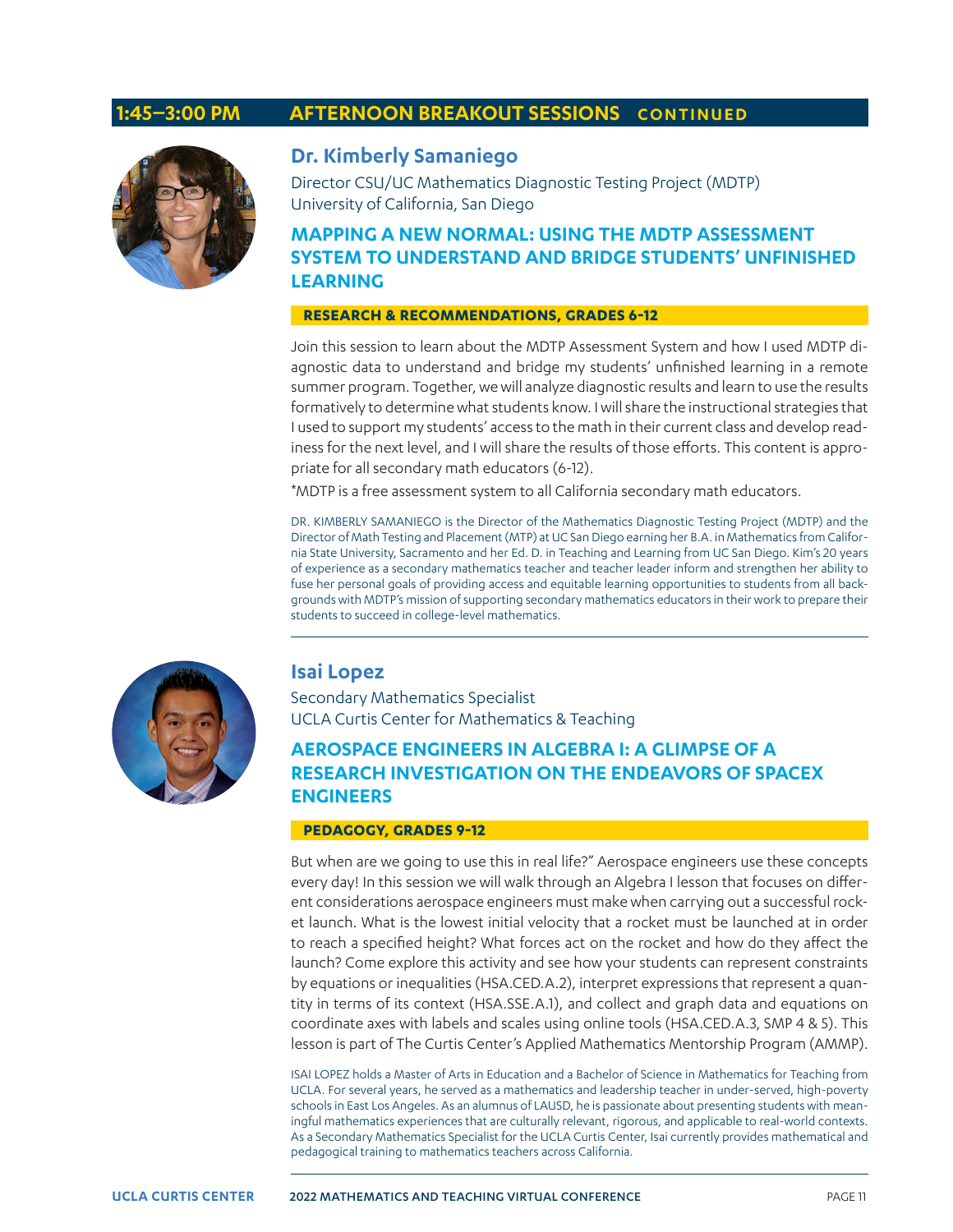## 1:45–3:00 PM AFTERNOON BREAKOUT SESSIONS CONTINUED

### Dr. Kimberly Samaniego

Director CSU/UC Mathematics Diagnostic Testing Project (MDTP)
University of California, San Diego

### MAPPING A NEW NORMAL: USING THE MDTP ASSESSMENT SYSTEM TO UNDERSTAND AND BRIDGE STUDENTS' UNFINISHED LEARNING

**RESEARCH & RECOMMENDATIONS, GRADES 6-12**

Join this session to learn about the MDTP Assessment System and how I used MDTP diagnostic data to understand and bridge my students' unfinished learning in a remote summer program. Together, we will analyze diagnostic results and learn to use the results formatively to determine what students know. I will share the instructional strategies that I used to support my students' access to the math in their current class and develop readiness for the next level, and I will share the results of those efforts. This content is appropriate for all secondary math educators (6-12).

*MDTP is a free assessment system to all California secondary math educators.

DR. KIMBERLY SAMANIEGO is the Director of the Mathematics Diagnostic Testing Project (MDTP) and the Director of Math Testing and Placement (MTP) at UC San Diego earning her B.A. in Mathematics from California State University, Sacramento and her Ed. D. in Teaching and Learning from UC San Diego. Kim's 20 years of experience as a secondary mathematics teacher and teacher leader inform and strengthen her ability to fuse her personal goals of providing access and equitable learning opportunities to students from all backgrounds with MDTP's mission of supporting secondary mathematics educators in their work to prepare their students to succeed in college-level mathematics.

---

### Isai Lopez

Secondary Mathematics Specialist
UCLA Curtis Center for Mathematics & Teaching

### AEROSPACE ENGINEERS IN ALGEBRA I: A GLIMPSE OF A RESEARCH INVESTIGATION ON THE ENDEAVORS OF SPACEX ENGINEERS

**PEDAGOGY, GRADES 9-12**

But when are we going to use this in real life?" Aerospace engineers use these concepts every day! In this session we will walk through an Algebra I lesson that focuses on different considerations aerospace engineers must make when carrying out a successful rocket launch. What is the lowest initial velocity that a rocket must be launched at in order to reach a specified height? What forces act on the rocket and how do they affect the launch? Come explore this activity and see how your students can represent constraints by equations or inequalities (HSA.CED.A.2), interpret expressions that represent a quantity in terms of its context (HSA.SSE.A.1), and collect and graph data and equations on coordinate axes with labels and scales using online tools (HSA.CED.A.3, SMP 4 & 5). This lesson is part of The Curtis Center's Applied Mathematics Mentorship Program (AMMP).

ISAI LOPEZ holds a Master of Arts in Education and a Bachelor of Science in Mathematics for Teaching from UCLA. For several years, he served as a mathematics and leadership teacher in under-served, high-poverty schools in East Los Angeles. As an alumnus of LAUSD, he is passionate about presenting students with meaningful mathematics experiences that are culturally relevant, rigorous, and applicable to real-world contexts. As a Secondary Mathematics Specialist for the UCLA Curtis Center, Isai currently provides mathematical and pedagogical training to mathematics teachers across California.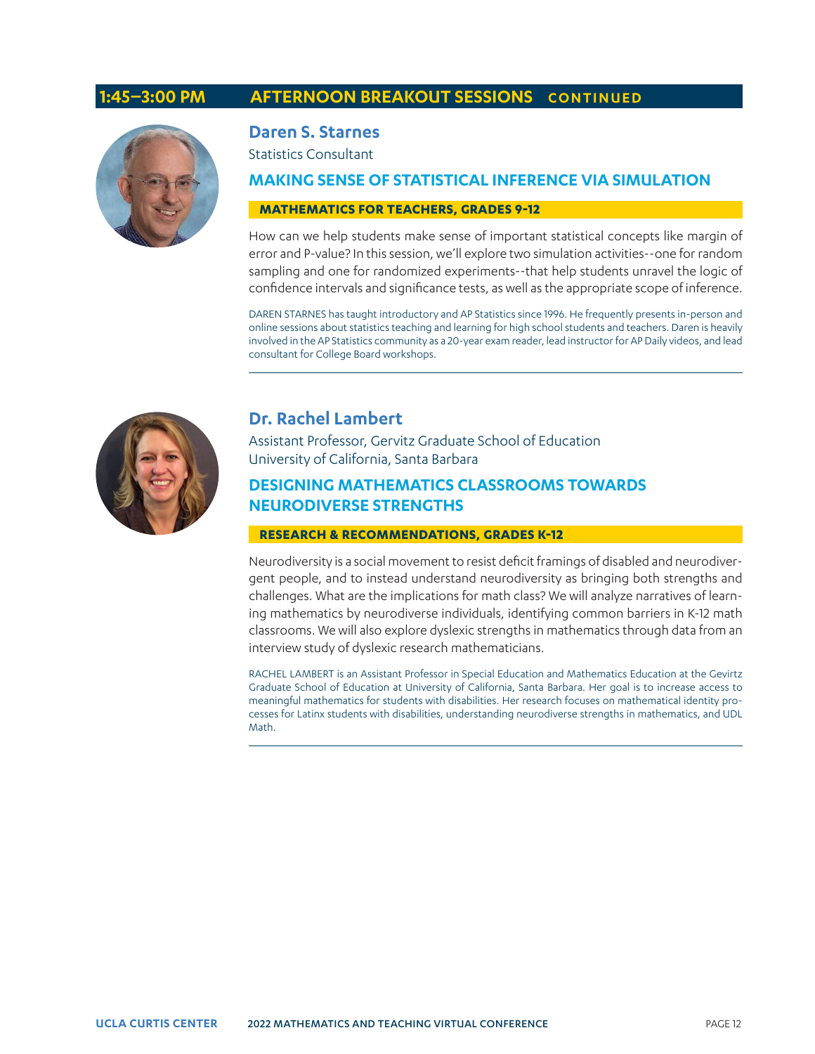## 1:45–3:00 PM AFTERNOON BREAKOUT SESSIONS CONTINUED

### Daren S. Starnes

Statistics Consultant

### MAKING SENSE OF STATISTICAL INFERENCE VIA SIMULATION

**MATHEMATICS FOR TEACHERS, GRADES 9-12**

How can we help students make sense of important statistical concepts like margin of error and P-value? In this session, we'll explore two simulation activities--one for random sampling and one for randomized experiments--that help students unravel the logic of confidence intervals and significance tests, as well as the appropriate scope of inference.

DAREN STARNES has taught introductory and AP Statistics since 1996. He frequently presents in-person and online sessions about statistics teaching and learning for high school students and teachers. Daren is heavily involved in the AP Statistics community as a 20-year exam reader, lead instructor for AP Daily videos, and lead consultant for College Board workshops.

---

### Dr. Rachel Lambert

Assistant Professor, Gervitz Graduate School of Education
University of California, Santa Barbara

### DESIGNING MATHEMATICS CLASSROOMS TOWARDS NEURODIVERSE STRENGTHS

**RESEARCH & RECOMMENDATIONS, GRADES K-12**

Neurodiversity is a social movement to resist deficit framings of disabled and neurodivergent people, and to instead understand neurodiversity as bringing both strengths and challenges. What are the implications for math class? We will analyze narratives of learning mathematics by neurodiverse individuals, identifying common barriers in K-12 math classrooms. We will also explore dyslexic strengths in mathematics through data from an interview study of dyslexic research mathematicians.

RACHEL LAMBERT is an Assistant Professor in Special Education and Mathematics Education at the Gevirtz Graduate School of Education at University of California, Santa Barbara. Her goal is to increase access to meaningful mathematics for students with disabilities. Her research focuses on mathematical identity processes for Latinx students with disabilities, understanding neurodiverse strengths in mathematics, and UDL Math.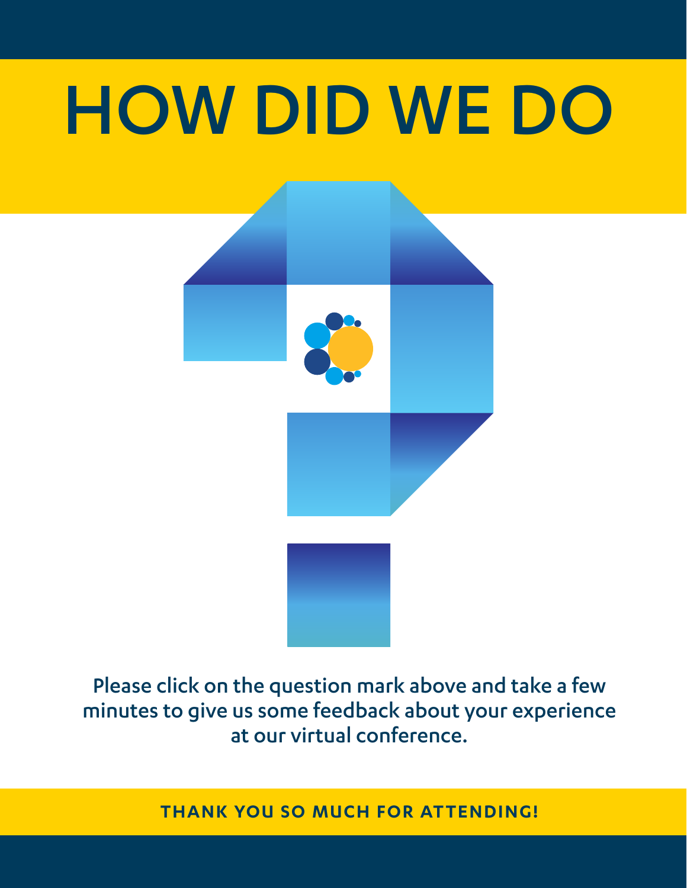# HOW DID WE DO

Please click on the question mark above and take a few minutes to give us some feedback about your experience at our virtual conference.

**THANK YOU SO MUCH FOR ATTENDING!**